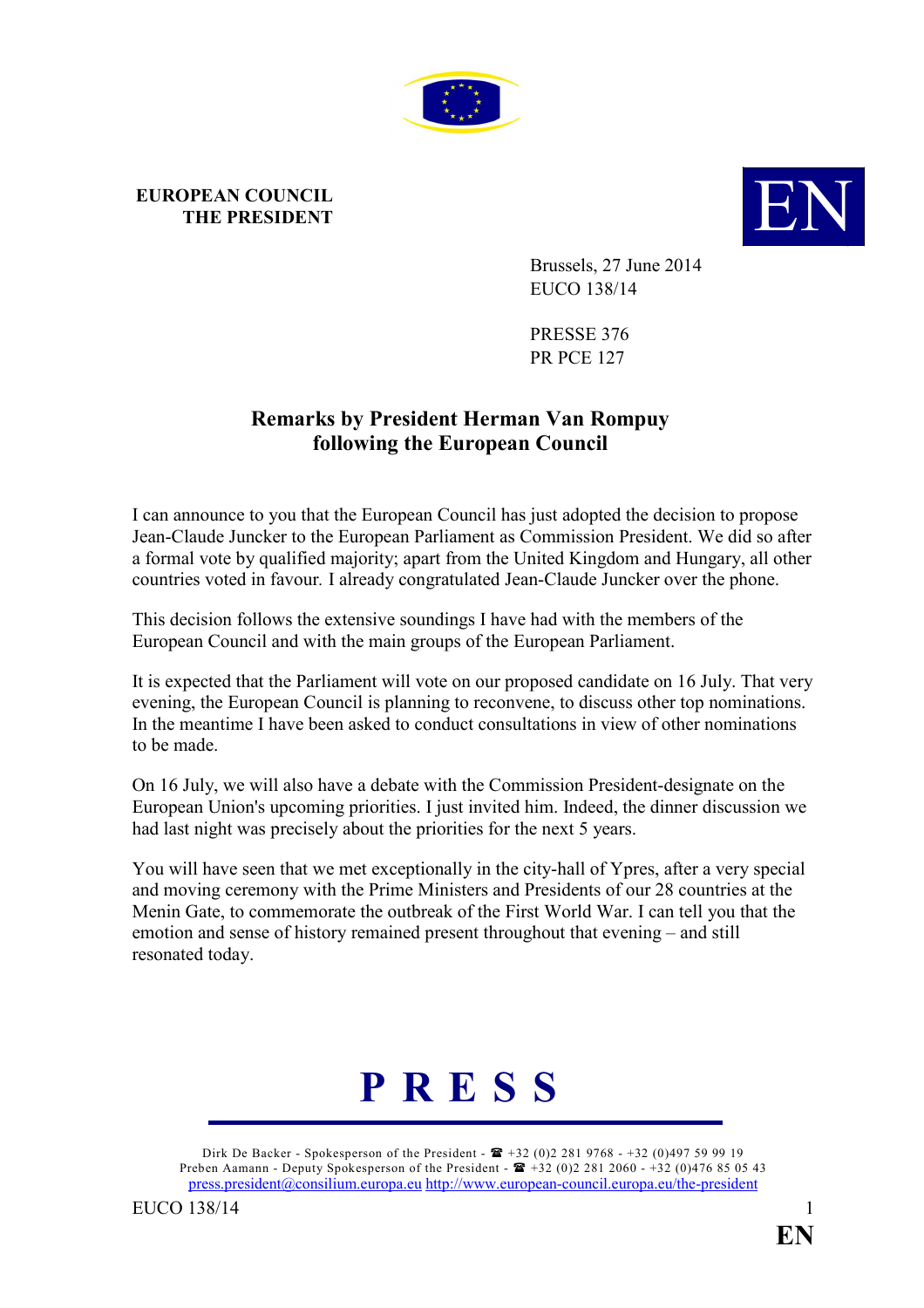**EUROPEAN COUNCIL**
**THE PRESIDENT**

Brussels, 27 June 2014
EUCO 138/14

PRESSE 376
PR PCE 127

## Remarks by President Herman Van Rompuy following the European Council

I can announce to you that the European Council has just adopted the decision to propose Jean-Claude Juncker to the European Parliament as Commission President. We did so after a formal vote by qualified majority; apart from the United Kingdom and Hungary, all other countries voted in favour. I already congratulated Jean-Claude Juncker over the phone.

This decision follows the extensive soundings I have had with the members of the European Council and with the main groups of the European Parliament.

It is expected that the Parliament will vote on our proposed candidate on 16 July. That very evening, the European Council is planning to reconvene, to discuss other top nominations. In the meantime I have been asked to conduct consultations in view of other nominations to be made.

On 16 July, we will also have a debate with the Commission President-designate on the European Union's upcoming priorities. I just invited him. Indeed, the dinner discussion we had last night was precisely about the priorities for the next 5 years.

You will have seen that we met exceptionally in the city-hall of Ypres, after a very special and moving ceremony with the Prime Ministers and Presidents of our 28 countries at the Menin Gate, to commemorate the outbreak of the First World War. I can tell you that the emotion and sense of history remained present throughout that evening – and still resonated today.

# P R E S S

Dirk De Backer - Spokesperson of the President - ☎ +32 (0)2 281 9768 - +32 (0)497 59 99 19
Preben Aamann - Deputy Spokesperson of the President - ☎ +32 (0)2 281 2060 - +32 (0)476 85 05 43
press.president@consilium.europa.eu http://www.european-council.europa.eu/the-president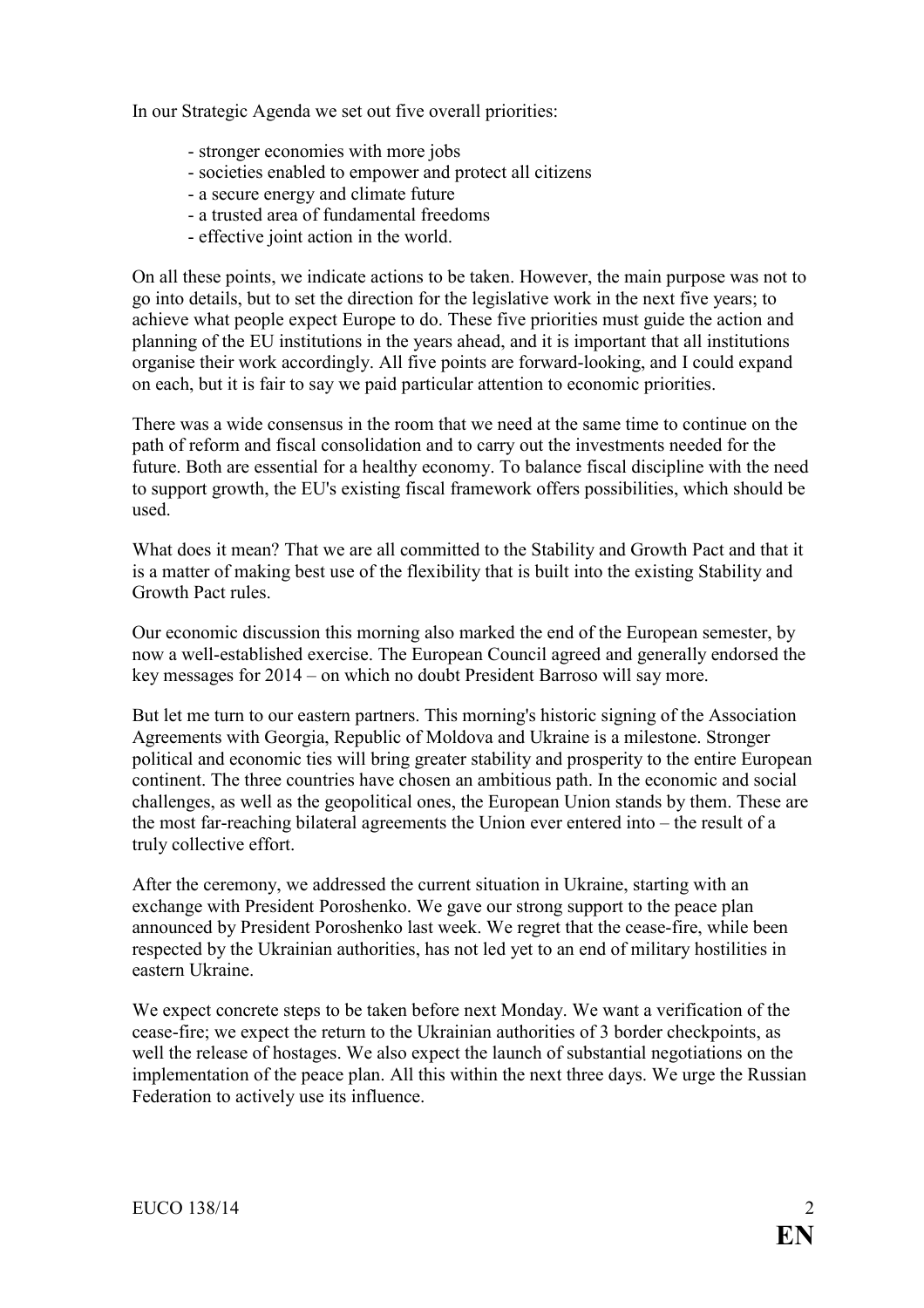In our Strategic Agenda we set out five overall priorities:

- stronger economies with more jobs
- societies enabled to empower and protect all citizens
- a secure energy and climate future
- a trusted area of fundamental freedoms
- effective joint action in the world.

On all these points, we indicate actions to be taken. However, the main purpose was not to go into details, but to set the direction for the legislative work in the next five years; to achieve what people expect Europe to do. These five priorities must guide the action and planning of the EU institutions in the years ahead, and it is important that all institutions organise their work accordingly. All five points are forward-looking, and I could expand on each, but it is fair to say we paid particular attention to economic priorities.

There was a wide consensus in the room that we need at the same time to continue on the path of reform and fiscal consolidation and to carry out the investments needed for the future. Both are essential for a healthy economy. To balance fiscal discipline with the need to support growth, the EU's existing fiscal framework offers possibilities, which should be used.

What does it mean? That we are all committed to the Stability and Growth Pact and that it is a matter of making best use of the flexibility that is built into the existing Stability and Growth Pact rules.

Our economic discussion this morning also marked the end of the European semester, by now a well-established exercise. The European Council agreed and generally endorsed the key messages for 2014 – on which no doubt President Barroso will say more.

But let me turn to our eastern partners. This morning's historic signing of the Association Agreements with Georgia, Republic of Moldova and Ukraine is a milestone. Stronger political and economic ties will bring greater stability and prosperity to the entire European continent. The three countries have chosen an ambitious path. In the economic and social challenges, as well as the geopolitical ones, the European Union stands by them. These are the most far-reaching bilateral agreements the Union ever entered into – the result of a truly collective effort.

After the ceremony, we addressed the current situation in Ukraine, starting with an exchange with President Poroshenko. We gave our strong support to the peace plan announced by President Poroshenko last week. We regret that the cease-fire, while been respected by the Ukrainian authorities, has not led yet to an end of military hostilities in eastern Ukraine.

We expect concrete steps to be taken before next Monday. We want a verification of the cease-fire; we expect the return to the Ukrainian authorities of 3 border checkpoints, as well the release of hostages. We also expect the launch of substantial negotiations on the implementation of the peace plan. All this within the next three days. We urge the Russian Federation to actively use its influence.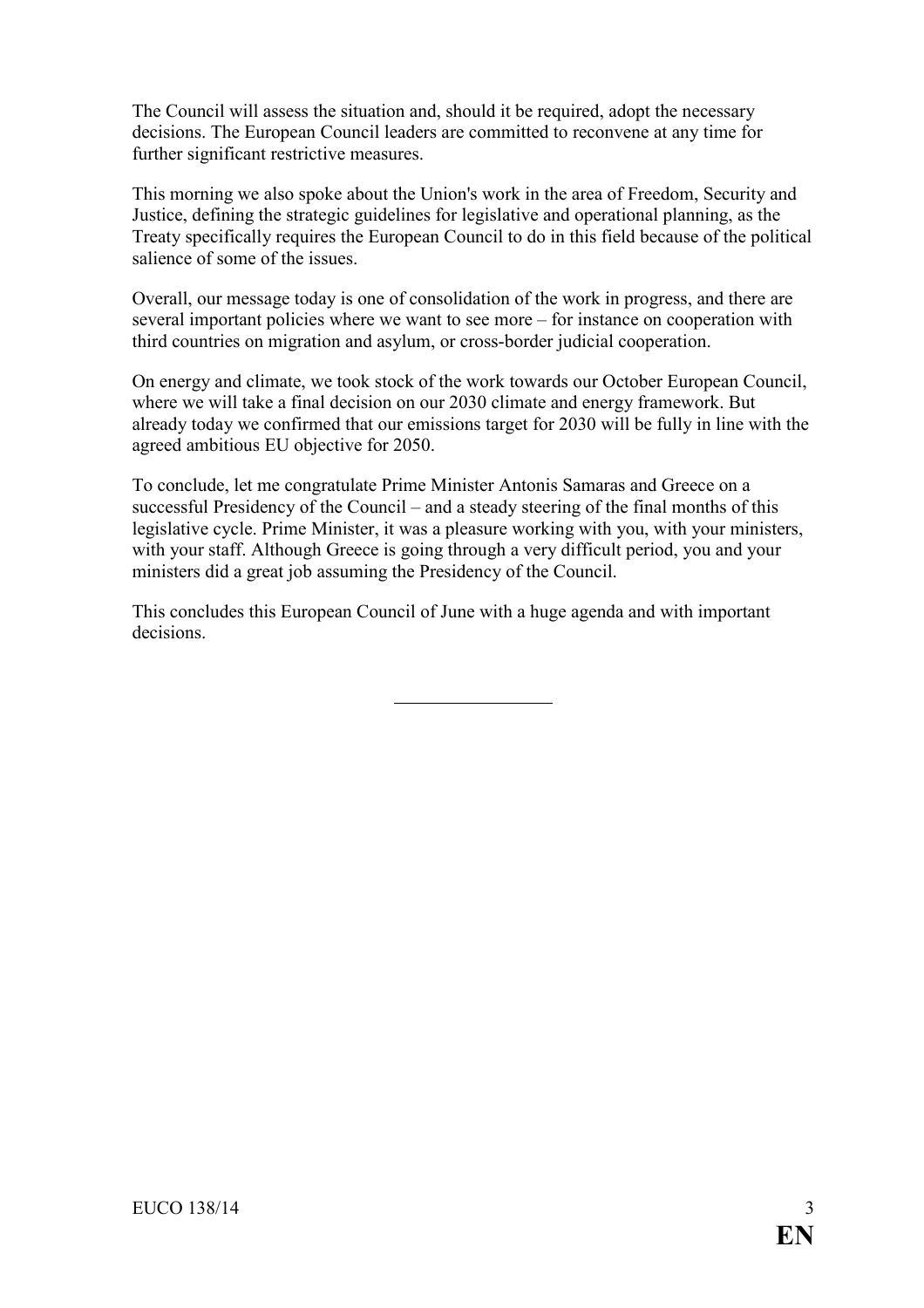The Council will assess the situation and, should it be required, adopt the necessary decisions. The European Council leaders are committed to reconvene at any time for further significant restrictive measures.

This morning we also spoke about the Union's work in the area of Freedom, Security and Justice, defining the strategic guidelines for legislative and operational planning, as the Treaty specifically requires the European Council to do in this field because of the political salience of some of the issues.

Overall, our message today is one of consolidation of the work in progress, and there are several important policies where we want to see more – for instance on cooperation with third countries on migration and asylum, or cross-border judicial cooperation.

On energy and climate, we took stock of the work towards our October European Council, where we will take a final decision on our 2030 climate and energy framework. But already today we confirmed that our emissions target for 2030 will be fully in line with the agreed ambitious EU objective for 2050.

To conclude, let me congratulate Prime Minister Antonis Samaras and Greece on a successful Presidency of the Council – and a steady steering of the final months of this legislative cycle. Prime Minister, it was a pleasure working with you, with your ministers, with your staff. Although Greece is going through a very difficult period, you and your ministers did a great job assuming the Presidency of the Council.

This concludes this European Council of June with a huge agenda and with important decisions.

---